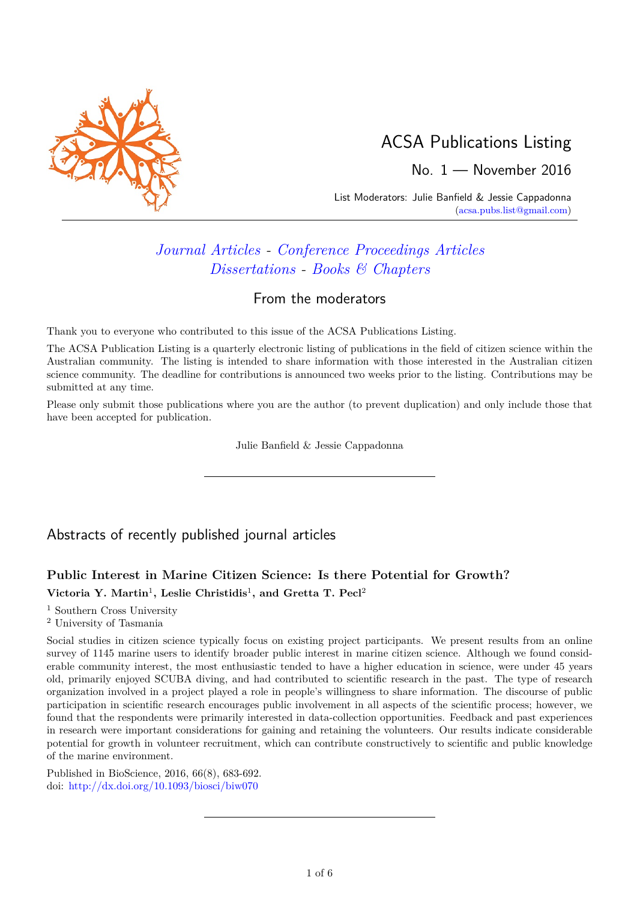# ACSA Publications Listing

No. 1 — November 2016

List Moderators: Julie Banfield & Jessie Cappadonna
(acsa.pubs.list@gmail.com)

*Journal Articles* - *Conference Proceedings Articles*
*Dissertations* - *Books & Chapters*

## From the moderators

Thank you to everyone who contributed to this issue of the ACSA Publications Listing.

The ACSA Publication Listing is a quarterly electronic listing of publications in the field of citizen science within the Australian community. The listing is intended to share information with those interested in the Australian citizen science community. The deadline for contributions is announced two weeks prior to the listing. Contributions may be submitted at any time.

Please only submit those publications where you are the author (to prevent duplication) and only include those that have been accepted for publication.

Julie Banfield & Jessie Cappadonna

---

## Abstracts of recently published journal articles

### Public Interest in Marine Citizen Science: Is there Potential for Growth?

**Victoria Y. Martin[1], Leslie Christidis[1], and Gretta T. Pecl[2]**

[1] Southern Cross University
[2] University of Tasmania

Social studies in citizen science typically focus on existing project participants. We present results from an online survey of 1145 marine users to identify broader public interest in marine citizen science. Although we found considerable community interest, the most enthusiastic tended to have a higher education in science, were under 45 years old, primarily enjoyed SCUBA diving, and had contributed to scientific research in the past. The type of research organization involved in a project played a role in people's willingness to share information. The discourse of public participation in scientific research encourages public involvement in all aspects of the scientific process; however, we found that the respondents were primarily interested in data-collection opportunities. Feedback and past experiences in research were important considerations for gaining and retaining the volunteers. Our results indicate considerable potential for growth in volunteer recruitment, which can contribute constructively to scientific and public knowledge of the marine environment.

Published in BioScience, 2016, 66(8), 683-692.
doi: http://dx.doi.org/10.1093/biosci/biw070

---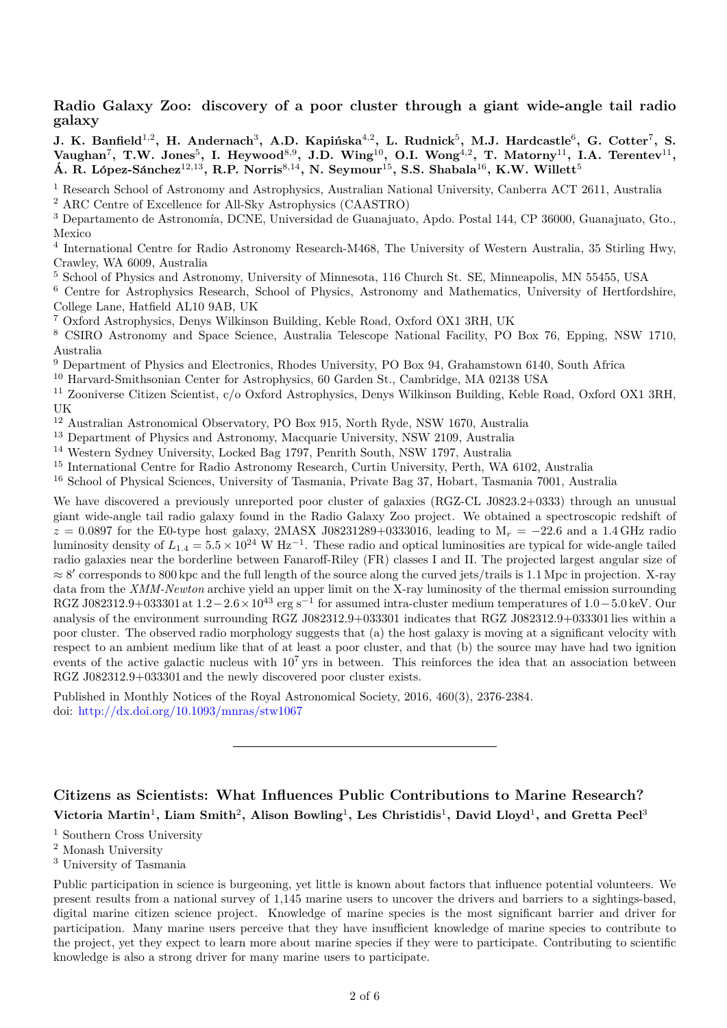## Radio Galaxy Zoo: discovery of a poor cluster through a giant wide-angle tail radio galaxy

**J. K. Banfield[1,2], H. Andernach[3], A.D. Kapińska[4,2], L. Rudnick[5], M.J. Hardcastle[6], G. Cotter[7], S. Vaughan[7], T.W. Jones[5], I. Heywood[8,9], J.D. Wing[10], O.I. Wong[4,2], T. Matorny[11], I.A. Terentev[11], Á. R. López-Sánchez[12,13], R.P. Norris[8,14], N. Seymour[15], S.S. Shabala[16], K.W. Willett[5]**

[1] Research School of Astronomy and Astrophysics, Australian National University, Canberra ACT 2611, Australia
[2] ARC Centre of Excellence for All-Sky Astrophysics (CAASTRO)
[3] Departamento de Astronomía, DCNE, Universidad de Guanajuato, Apdo. Postal 144, CP 36000, Guanajuato, Gto., Mexico
[4] International Centre for Radio Astronomy Research-M468, The University of Western Australia, 35 Stirling Hwy, Crawley, WA 6009, Australia
[5] School of Physics and Astronomy, University of Minnesota, 116 Church St. SE, Minneapolis, MN 55455, USA
[6] Centre for Astrophysics Research, School of Physics, Astronomy and Mathematics, University of Hertfordshire, College Lane, Hatfield AL10 9AB, UK
[7] Oxford Astrophysics, Denys Wilkinson Building, Keble Road, Oxford OX1 3RH, UK
[8] CSIRO Astronomy and Space Science, Australia Telescope National Facility, PO Box 76, Epping, NSW 1710, Australia
[9] Department of Physics and Electronics, Rhodes University, PO Box 94, Grahamstown 6140, South Africa
[10] Harvard-Smithsonian Center for Astrophysics, 60 Garden St., Cambridge, MA 02138 USA
[11] Zooniverse Citizen Scientist, c/o Oxford Astrophysics, Denys Wilkinson Building, Keble Road, Oxford OX1 3RH, UK
[12] Australian Astronomical Observatory, PO Box 915, North Ryde, NSW 1670, Australia
[13] Department of Physics and Astronomy, Macquarie University, NSW 2109, Australia
[14] Western Sydney University, Locked Bag 1797, Penrith South, NSW 1797, Australia
[15] International Centre for Radio Astronomy Research, Curtin University, Perth, WA 6102, Australia
[16] School of Physical Sciences, University of Tasmania, Private Bag 37, Hobart, Tasmania 7001, Australia

We have discovered a previously unreported poor cluster of galaxies (RGZ-CL J0823.2+0333) through an unusual giant wide-angle tail radio galaxy found in the Radio Galaxy Zoo project. We obtained a spectroscopic redshift of $z = 0.0897$ for the E0-type host galaxy, 2MASX J08231289+0333016, leading to $M_r = -22.6$ and a 1.4 GHz radio luminosity density of $L_{1.4} = 5.5 \times 10^{24}$ W Hz$^{-1}$. These radio and optical luminosities are typical for wide-angle tailed radio galaxies near the borderline between Fanaroff-Riley (FR) classes I and II. The projected largest angular size of $\approx 8'$ corresponds to 800 kpc and the full length of the source along the curved jets/trails is 1.1 Mpc in projection. X-ray data from the *XMM-Newton* archive yield an upper limit on the X-ray luminosity of the thermal emission surrounding RGZ J082312.9+033301 at $1.2-2.6 \times 10^{43}$ erg s$^{-1}$ for assumed intra-cluster medium temperatures of $1.0-5.0$ keV. Our analysis of the environment surrounding RGZ J082312.9+033301 indicates that RGZ J082312.9+033301 lies within a poor cluster. The observed radio morphology suggests that (a) the host galaxy is moving at a significant velocity with respect to an ambient medium like that of at least a poor cluster, and that (b) the source may have had two ignition events of the active galactic nucleus with $10^7$ yrs in between. This reinforces the idea that an association between RGZ J082312.9+033301 and the newly discovered poor cluster exists.

Published in Monthly Notices of the Royal Astronomical Society, 2016, 460(3), 2376-2384.
doi: http://dx.doi.org/10.1093/mnras/stw1067

---

## Citizens as Scientists: What Influences Public Contributions to Marine Research?

**Victoria Martin[1], Liam Smith[2], Alison Bowling[1], Les Christidis[1], David Lloyd[1], and Gretta Pecl[3]**

[1] Southern Cross University
[2] Monash University
[3] University of Tasmania

Public participation in science is burgeoning, yet little is known about factors that influence potential volunteers. We present results from a national survey of 1,145 marine users to uncover the drivers and barriers to a sightings-based, digital marine citizen science project. Knowledge of marine species is the most significant barrier and driver for participation. Many marine users perceive that they have insufficient knowledge of marine species to contribute to the project, yet they expect to learn more about marine species if they were to participate. Contributing to scientific knowledge is also a strong driver for many marine users to participate.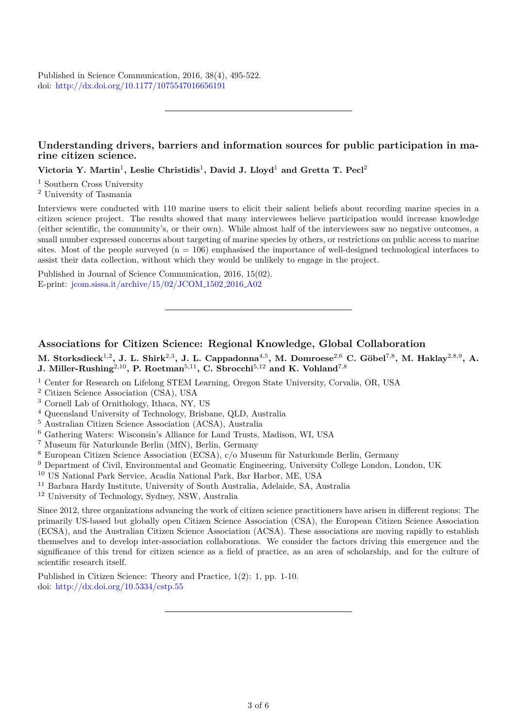Published in Science Communication, 2016, 38(4), 495-522.
doi: http://dx.doi.org/10.1177/1075547016656191

---

### Understanding drivers, barriers and information sources for public participation in marine citizen science.

**Victoria Y. Martin[1], Leslie Christidis[1], David J. Lloyd[1] and Gretta T. Pecl[2]**

[1] Southern Cross University
[2] University of Tasmania

Interviews were conducted with 110 marine users to elicit their salient beliefs about recording marine species in a citizen science project. The results showed that many interviewees believe participation would increase knowledge (either scientific, the community's, or their own). While almost half of the interviewees saw no negative outcomes, a small number expressed concerns about targeting of marine species by others, or restrictions on public access to marine sites. Most of the people surveyed (n = 106) emphasised the importance of well-designed technological interfaces to assist their data collection, without which they would be unlikely to engage in the project.

Published in Journal of Science Communication, 2016, 15(02).
E-print: jcom.sissa.it/archive/15/02/JCOM_1502_2016_A02

---

### Associations for Citizen Science: Regional Knowledge, Global Collaboration

**M. Storksdieck[1,2], J. L. Shirk[2,3], J. L. Cappadonna[4,5], M. Domroese[2,6] C. Göbel[7,8], M. Haklay[2,8,9], A. J. Miller-Rushing[2,10], P. Roetman[5,11], C. Sbrocchi[5,12] and K. Vohland[7,8]**

[1] Center for Research on Lifelong STEM Learning, Oregon State University, Corvalis, OR, USA
[2] Citizen Science Association (CSA), USA
[3] Cornell Lab of Ornithology, Ithaca, NY, US
[4] Queensland University of Technology, Brisbane, QLD, Australia
[5] Australian Citizen Science Association (ACSA), Australia
[6] Gathering Waters: Wisconsin's Alliance for Land Trusts, Madison, WI, USA
[7] Museum für Naturkunde Berlin (MfN), Berlin, Germany
[8] European Citizen Science Association (ECSA), c/o Museum für Naturkunde Berlin, Germany
[9] Department of Civil, Environmental and Geomatic Engineering, University College London, London, UK
[10] US National Park Service, Acadia National Park, Bar Harbor, ME, USA
[11] Barbara Hardy Institute, University of South Australia, Adelaide, SA, Australia
[12] University of Technology, Sydney, NSW, Australia

Since 2012, three organizations advancing the work of citizen science practitioners have arisen in different regions: The primarily US-based but globally open Citizen Science Association (CSA), the European Citizen Science Association (ECSA), and the Australian Citizen Science Association (ACSA). These associations are moving rapidly to establish themselves and to develop inter-association collaborations. We consider the factors driving this emergence and the significance of this trend for citizen science as a field of practice, as an area of scholarship, and for the culture of scientific research itself.

Published in Citizen Science: Theory and Practice, 1(2): 1, pp. 1-10.
doi: http://dx.doi.org/10.5334/cstp.55

---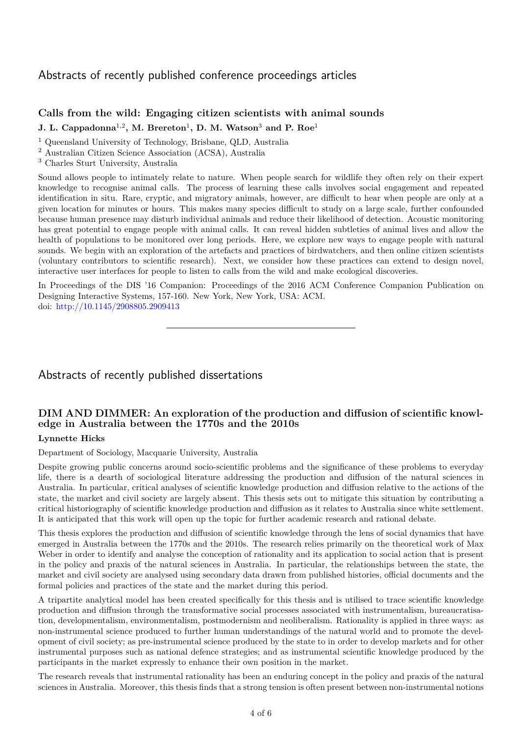## Abstracts of recently published conference proceedings articles

### Calls from the wild: Engaging citizen scientists with animal sounds

**J. L. Cappadonna[1,2], M. Brereton[1], D. M. Watson[3] and P. Roe[1]**

[1] Queensland University of Technology, Brisbane, QLD, Australia
[2] Australian Citizen Science Association (ACSA), Australia
[3] Charles Sturt University, Australia

Sound allows people to intimately relate to nature. When people search for wildlife they often rely on their expert knowledge to recognise animal calls. The process of learning these calls involves social engagement and repeated identification in situ. Rare, cryptic, and migratory animals, however, are difficult to hear when people are only at a given location for minutes or hours. This makes many species difficult to study on a large scale, further confounded because human presence may disturb individual animals and reduce their likelihood of detection. Acoustic monitoring has great potential to engage people with animal calls. It can reveal hidden subtleties of animal lives and allow the health of populations to be monitored over long periods. Here, we explore new ways to engage people with natural sounds. We begin with an exploration of the artefacts and practices of birdwatchers, and then online citizen scientists (voluntary contributors to scientific research). Next, we consider how these practices can extend to design novel, interactive user interfaces for people to listen to calls from the wild and make ecological discoveries.

In Proceedings of the DIS '16 Companion: Proceedings of the 2016 ACM Conference Companion Publication on Designing Interactive Systems, 157-160. New York, New York, USA: ACM.
doi: http://10.1145/2908805.2909413

---

## Abstracts of recently published dissertations

### DIM AND DIMMER: An exploration of the production and diffusion of scientific knowledge in Australia between the 1770s and the 2010s

**Lynnette Hicks**

Department of Sociology, Macquarie University, Australia

Despite growing public concerns around socio-scientific problems and the significance of these problems to everyday life, there is a dearth of sociological literature addressing the production and diffusion of the natural sciences in Australia. In particular, critical analyses of scientific knowledge production and diffusion relative to the actions of the state, the market and civil society are largely absent. This thesis sets out to mitigate this situation by contributing a critical historiography of scientific knowledge production and diffusion as it relates to Australia since white settlement. It is anticipated that this work will open up the topic for further academic research and rational debate.

This thesis explores the production and diffusion of scientific knowledge through the lens of social dynamics that have emerged in Australia between the 1770s and the 2010s. The research relies primarily on the theoretical work of Max Weber in order to identify and analyse the conception of rationality and its application to social action that is present in the policy and praxis of the natural sciences in Australia. In particular, the relationships between the state, the market and civil society are analysed using secondary data drawn from published histories, official documents and the formal policies and practices of the state and the market during this period.

A tripartite analytical model has been created specifically for this thesis and is utilised to trace scientific knowledge production and diffusion through the transformative social processes associated with instrumentalism, bureaucratisation, developmentalism, environmentalism, postmodernism and neoliberalism. Rationality is applied in three ways: as non-instrumental science produced to further human understandings of the natural world and to promote the development of civil society; as pre-instrumental science produced by the state to in order to develop markets and for other instrumental purposes such as national defence strategies; and as instrumental scientific knowledge produced by the participants in the market expressly to enhance their own position in the market.

The research reveals that instrumental rationality has been an enduring concept in the policy and praxis of the natural sciences in Australia. Moreover, this thesis finds that a strong tension is often present between non-instrumental notions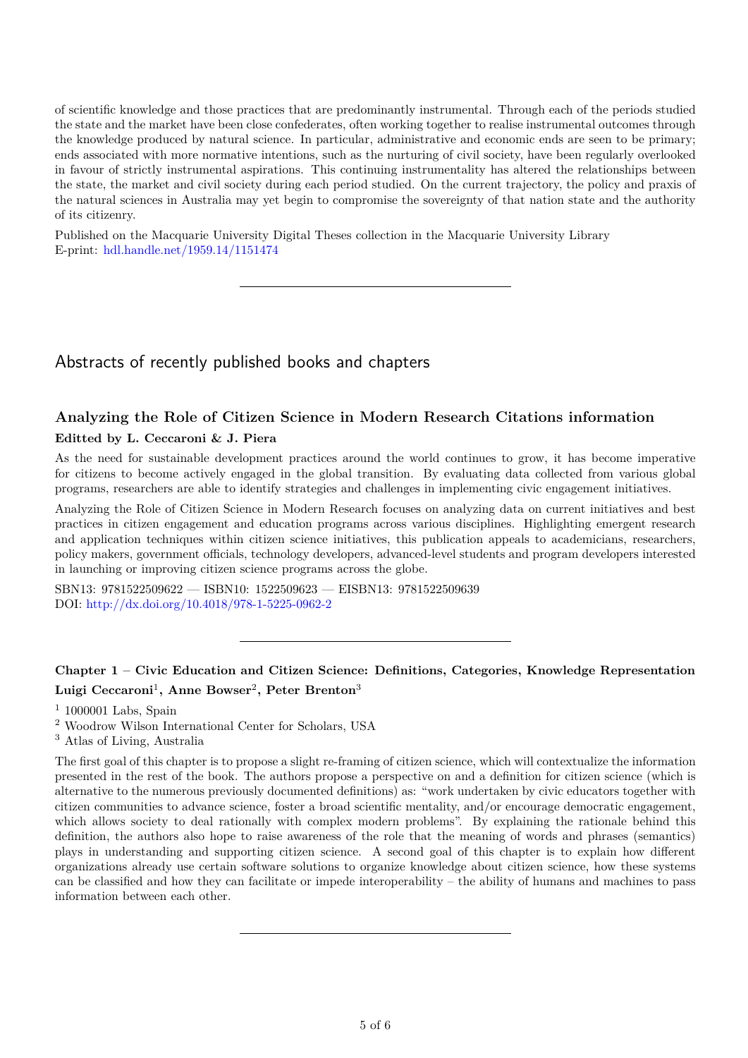of scientific knowledge and those practices that are predominantly instrumental. Through each of the periods studied the state and the market have been close confederates, often working together to realise instrumental outcomes through the knowledge produced by natural science. In particular, administrative and economic ends are seen to be primary; ends associated with more normative intentions, such as the nurturing of civil society, have been regularly overlooked in favour of strictly instrumental aspirations. This continuing instrumentality has altered the relationships between the state, the market and civil society during each period studied. On the current trajectory, the policy and praxis of the natural sciences in Australia may yet begin to compromise the sovereignty of that nation state and the authority of its citizenry.

Published on the Macquarie University Digital Theses collection in the Macquarie University Library
E-print: hdl.handle.net/1959.14/1151474

---

## Abstracts of recently published books and chapters

### Analyzing the Role of Citizen Science in Modern Research Citations information

**Editted by L. Ceccaroni & J. Piera**

As the need for sustainable development practices around the world continues to grow, it has become imperative for citizens to become actively engaged in the global transition. By evaluating data collected from various global programs, researchers are able to identify strategies and challenges in implementing civic engagement initiatives.

Analyzing the Role of Citizen Science in Modern Research focuses on analyzing data on current initiatives and best practices in citizen engagement and education programs across various disciplines. Highlighting emergent research and application techniques within citizen science initiatives, this publication appeals to academicians, researchers, policy makers, government officials, technology developers, advanced-level students and program developers interested in launching or improving citizen science programs across the globe.

SBN13: 9781522509622 — ISBN10: 1522509623 — EISBN13: 9781522509639
DOI: http://dx.doi.org/10.4018/978-1-5225-0962-2

---

### Chapter 1 – Civic Education and Citizen Science: Definitions, Categories, Knowledge Representation

**Luigi Ceccaroni[1], Anne Bowser[2], Peter Brenton[3]**

[1] 1000001 Labs, Spain
[2] Woodrow Wilson International Center for Scholars, USA
[3] Atlas of Living, Australia

The first goal of this chapter is to propose a slight re-framing of citizen science, which will contextualize the information presented in the rest of the book. The authors propose a perspective on and a definition for citizen science (which is alternative to the numerous previously documented definitions) as: "work undertaken by civic educators together with citizen communities to advance science, foster a broad scientific mentality, and/or encourage democratic engagement, which allows society to deal rationally with complex modern problems". By explaining the rationale behind this definition, the authors also hope to raise awareness of the role that the meaning of words and phrases (semantics) plays in understanding and supporting citizen science. A second goal of this chapter is to explain how different organizations already use certain software solutions to organize knowledge about citizen science, how these systems can be classified and how they can facilitate or impede interoperability – the ability of humans and machines to pass information between each other.

---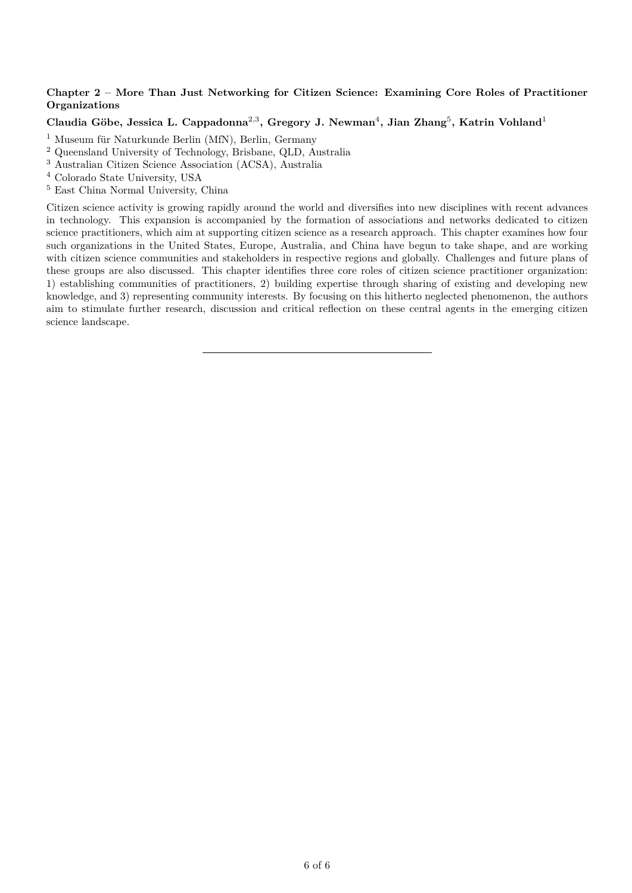**Chapter 2 – More Than Just Networking for Citizen Science: Examining Core Roles of Practitioner Organizations**

**Claudia Göbe, Jessica L. Cappadonna[2,3], Gregory J. Newman[4], Jian Zhang[5], Katrin Vohland[1]**

[1] Museum für Naturkunde Berlin (MfN), Berlin, Germany
[2] Queensland University of Technology, Brisbane, QLD, Australia
[3] Australian Citizen Science Association (ACSA), Australia
[4] Colorado State University, USA
[5] East China Normal University, China

Citizen science activity is growing rapidly around the world and diversifies into new disciplines with recent advances in technology. This expansion is accompanied by the formation of associations and networks dedicated to citizen science practitioners, which aim at supporting citizen science as a research approach. This chapter examines how four such organizations in the United States, Europe, Australia, and China have begun to take shape, and are working with citizen science communities and stakeholders in respective regions and globally. Challenges and future plans of these groups are also discussed. This chapter identifies three core roles of citizen science practitioner organization: 1) establishing communities of practitioners, 2) building expertise through sharing of existing and developing new knowledge, and 3) representing community interests. By focusing on this hitherto neglected phenomenon, the authors aim to stimulate further research, discussion and critical reflection on these central agents in the emerging citizen science landscape.

---